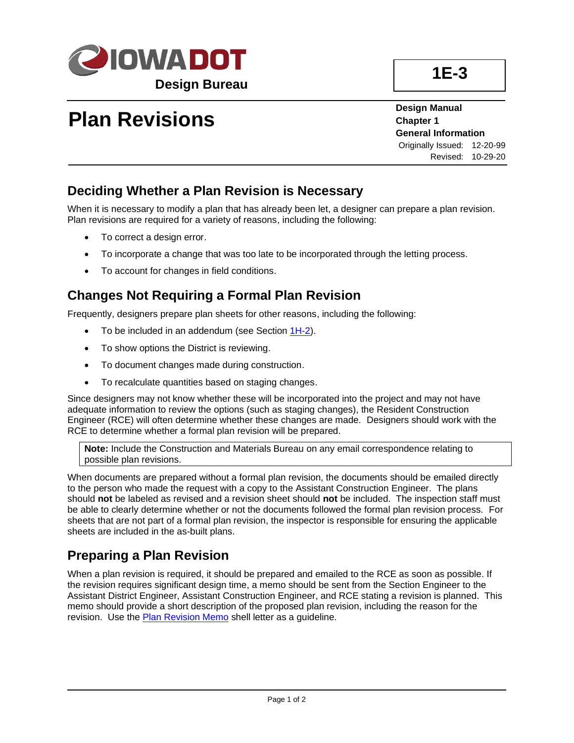IOWA DOT

Design Bureau

**1E-3**

# Plan Revisions

**Design Manual**
**Chapter 1**
**General Information**
Originally Issued: 12-20-99
Revised: 10-29-20

## Deciding Whether a Plan Revision is Necessary

When it is necessary to modify a plan that has already been let, a designer can prepare a plan revision. Plan revisions are required for a variety of reasons, including the following:

- To correct a design error.
- To incorporate a change that was too late to be incorporated through the letting process.
- To account for changes in field conditions.

## Changes Not Requiring a Formal Plan Revision

Frequently, designers prepare plan sheets for other reasons, including the following:

- To be included in an addendum (see Section 1H-2).
- To show options the District is reviewing.
- To document changes made during construction.
- To recalculate quantities based on staging changes.

Since designers may not know whether these will be incorporated into the project and may not have adequate information to review the options (such as staging changes), the Resident Construction Engineer (RCE) will often determine whether these changes are made. Designers should work with the RCE to determine whether a formal plan revision will be prepared.

> **Note:** Include the Construction and Materials Bureau on any email correspondence relating to possible plan revisions.

When documents are prepared without a formal plan revision, the documents should be emailed directly to the person who made the request with a copy to the Assistant Construction Engineer. The plans should **not** be labeled as revised and a revision sheet should **not** be included. The inspection staff must be able to clearly determine whether or not the documents followed the formal plan revision process. For sheets that are not part of a formal plan revision, the inspector is responsible for ensuring the applicable sheets are included in the as-built plans.

## Preparing a Plan Revision

When a plan revision is required, it should be prepared and emailed to the RCE as soon as possible. If the revision requires significant design time, a memo should be sent from the Section Engineer to the Assistant District Engineer, Assistant Construction Engineer, and RCE stating a revision is planned. This memo should provide a short description of the proposed plan revision, including the reason for the revision. Use the Plan Revision Memo shell letter as a guideline.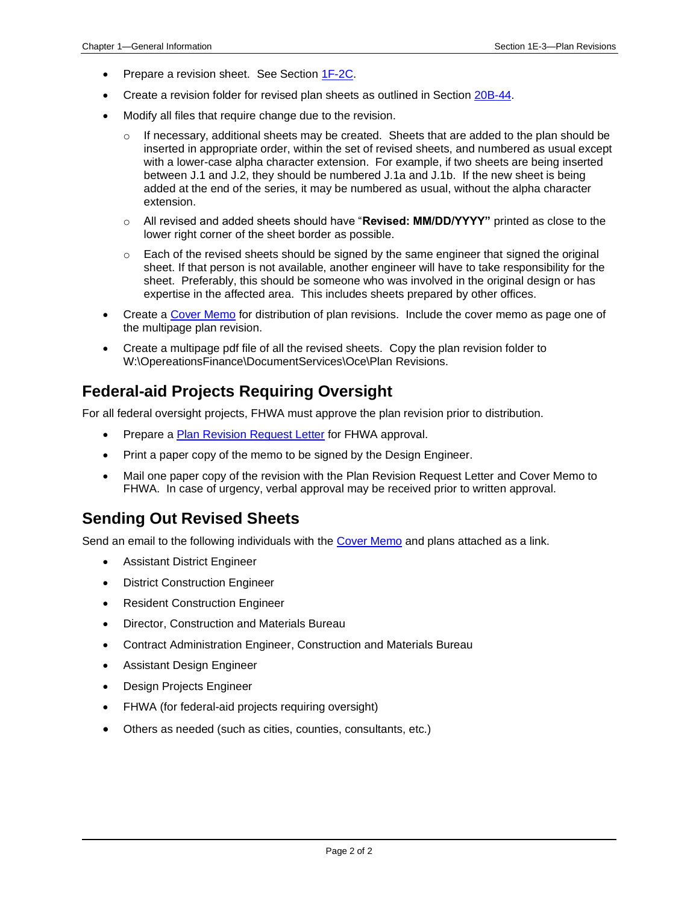- Prepare a revision sheet. See Section 1F-2C.
- Create a revision folder for revised plan sheets as outlined in Section 20B-44.
- Modify all files that require change due to the revision.
  - If necessary, additional sheets may be created. Sheets that are added to the plan should be inserted in appropriate order, within the set of revised sheets, and numbered as usual except with a lower-case alpha character extension. For example, if two sheets are being inserted between J.1 and J.2, they should be numbered J.1a and J.1b. If the new sheet is being added at the end of the series, it may be numbered as usual, without the alpha character extension.
  - All revised and added sheets should have "**Revised: MM/DD/YYYY"** printed as close to the lower right corner of the sheet border as possible.
  - Each of the revised sheets should be signed by the same engineer that signed the original sheet. If that person is not available, another engineer will have to take responsibility for the sheet. Preferably, this should be someone who was involved in the original design or has expertise in the affected area. This includes sheets prepared by other offices.
- Create a Cover Memo for distribution of plan revisions. Include the cover memo as page one of the multipage plan revision.
- Create a multipage pdf file of all the revised sheets. Copy the plan revision folder to W:\OpereationsFinance\DocumentServices\Oce\Plan Revisions.

## Federal-aid Projects Requiring Oversight

For all federal oversight projects, FHWA must approve the plan revision prior to distribution.

- Prepare a Plan Revision Request Letter for FHWA approval.
- Print a paper copy of the memo to be signed by the Design Engineer.
- Mail one paper copy of the revision with the Plan Revision Request Letter and Cover Memo to FHWA. In case of urgency, verbal approval may be received prior to written approval.

## Sending Out Revised Sheets

Send an email to the following individuals with the Cover Memo and plans attached as a link.

- Assistant District Engineer
- District Construction Engineer
- Resident Construction Engineer
- Director, Construction and Materials Bureau
- Contract Administration Engineer, Construction and Materials Bureau
- Assistant Design Engineer
- Design Projects Engineer
- FHWA (for federal-aid projects requiring oversight)
- Others as needed (such as cities, counties, consultants, etc.)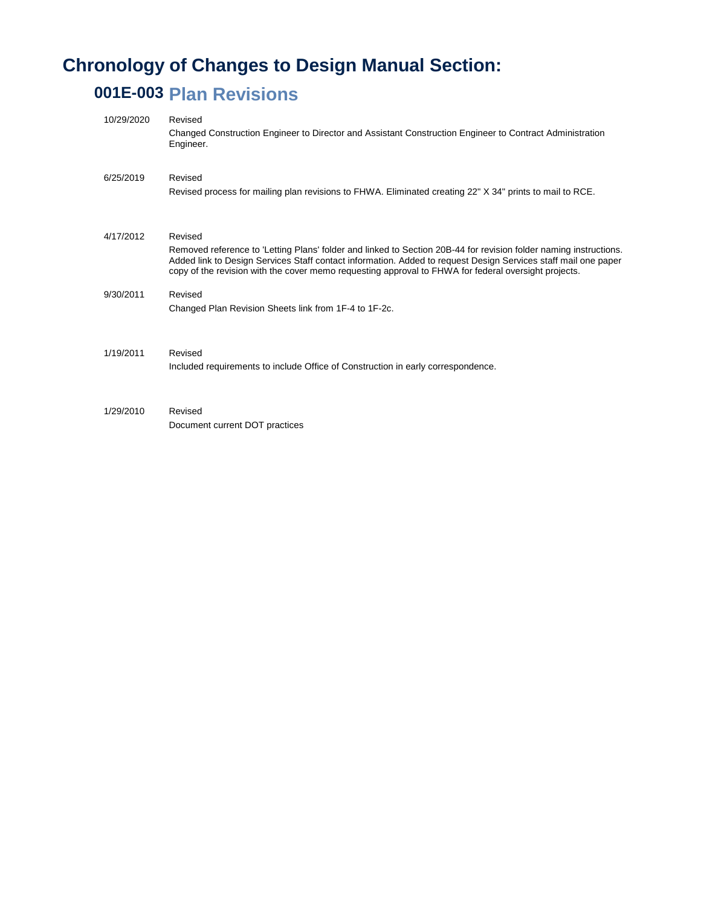# Chronology of Changes to Design Manual Section:

## 001E-003 Plan Revisions

10/29/2020 Revised

Changed Construction Engineer to Director and Assistant Construction Engineer to Contract Administration Engineer.

6/25/2019 Revised

Revised process for mailing plan revisions to FHWA. Eliminated creating 22" X 34" prints to mail to RCE.

4/17/2012 Revised

Removed reference to 'Letting Plans' folder and linked to Section 20B-44 for revision folder naming instructions. Added link to Design Services Staff contact information. Added to request Design Services staff mail one paper copy of the revision with the cover memo requesting approval to FHWA for federal oversight projects.

9/30/2011 Revised

Changed Plan Revision Sheets link from 1F-4 to 1F-2c.

1/19/2011 Revised

Included requirements to include Office of Construction in early correspondence.

1/29/2010 Revised

Document current DOT practices